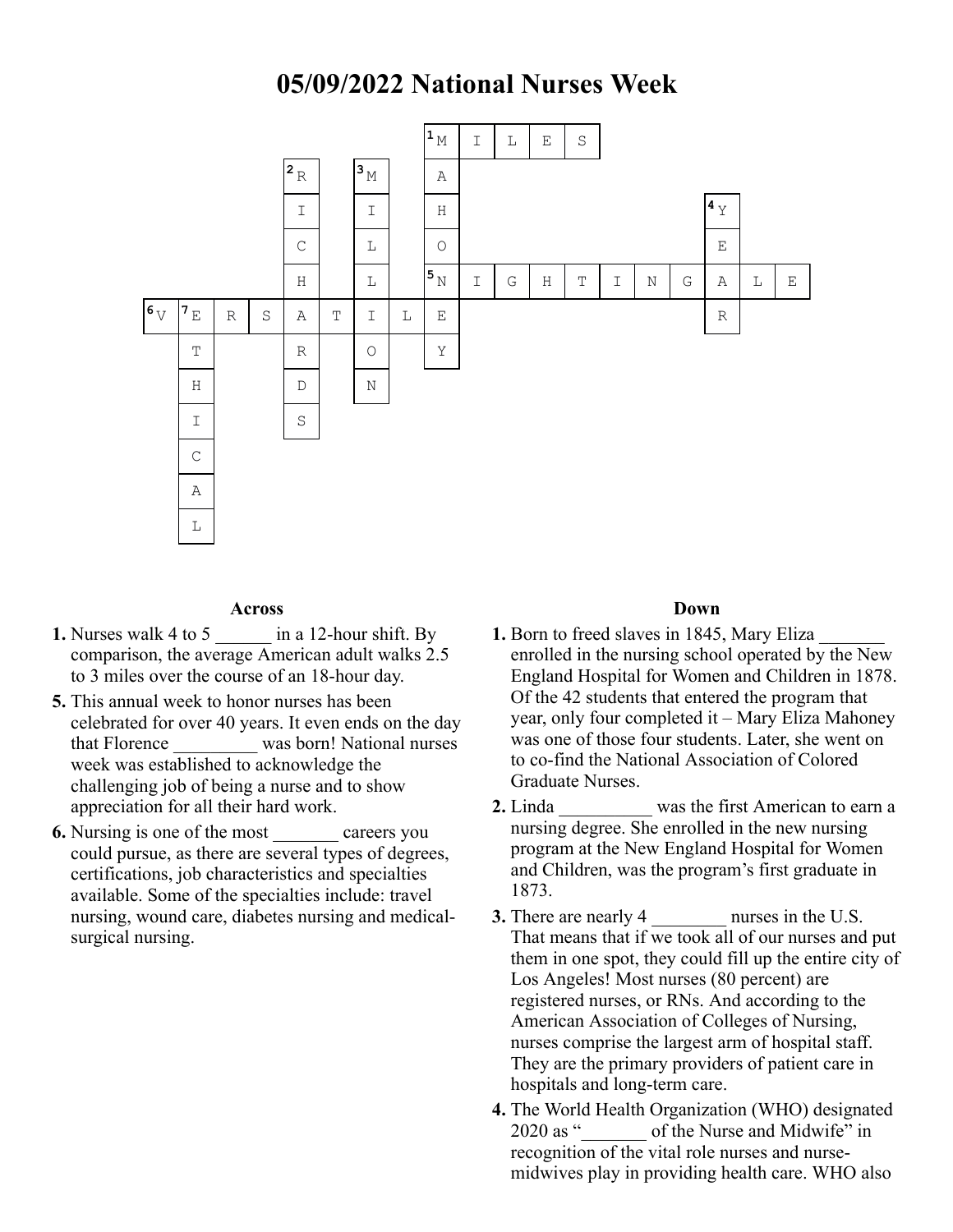# 05/09/2022 National Nurses Week

| | | | | | | | | | | | | | | | | | | |
|---|---|---|---|---|---|---|---|---|---|---|---|---|---|---|---|---|---|---|
| | | | | | | | | 1 M | I | L | E | S | | | | | | |
| | | | | 2 R | | 3 M | | A | | | | | | | | | | |
| | | | | I | | I | | H | | | | | | | | 4 Y | | |
| | | | | C | | L | | O | | | | | | | | E | | |
| | | | | H | | L | | 5 N | I | G | H | T | I | N | G | A | L | E |
| 6 V | 7 E | R | S | A | T | I | L | E | | | | | | | | R | | |
| | T | | | R | | O | | Y | | | | | | | | | | |
| | H | | | D | | N | | | | | | | | | | | | |
| | I | | | S | | | | | | | | | | | | | | |
| | C | | | | | | | | | | | | | | | | | |
| | A | | | | | | | | | | | | | | | | | |
| | L | | | | | | | | | | | | | | | | | |

### Across

**1.** Nurses walk 4 to 5 ______ in a 12-hour shift. By comparison, the average American adult walks 2.5 to 3 miles over the course of an 18-hour day.

**5.** This annual week to honor nurses has been celebrated for over 40 years. It even ends on the day that Florence _________ was born! National nurses week was established to acknowledge the challenging job of being a nurse and to show appreciation for all their hard work.

**6.** Nursing is one of the most _______ careers you could pursue, as there are several types of degrees, certifications, job characteristics and specialties available. Some of the specialties include: travel nursing, wound care, diabetes nursing and medical-surgical nursing.

### Down

**1.** Born to freed slaves in 1845, Mary Eliza _______ enrolled in the nursing school operated by the New England Hospital for Women and Children in 1878. Of the 42 students that entered the program that year, only four completed it – Mary Eliza Mahoney was one of those four students. Later, she went on to co-find the National Association of Colored Graduate Nurses.

**2.** Linda __________ was the first American to earn a nursing degree. She enrolled in the new nursing program at the New England Hospital for Women and Children, was the program's first graduate in 1873.

**3.** There are nearly 4 ________ nurses in the U.S. That means that if we took all of our nurses and put them in one spot, they could fill up the entire city of Los Angeles! Most nurses (80 percent) are registered nurses, or RNs. And according to the American Association of Colleges of Nursing, nurses comprise the largest arm of hospital staff. They are the primary providers of patient care in hospitals and long-term care.

**4.** The World Health Organization (WHO) designated 2020 as "_______ of the Nurse and Midwife" in recognition of the vital role nurses and nurse-midwives play in providing health care. WHO also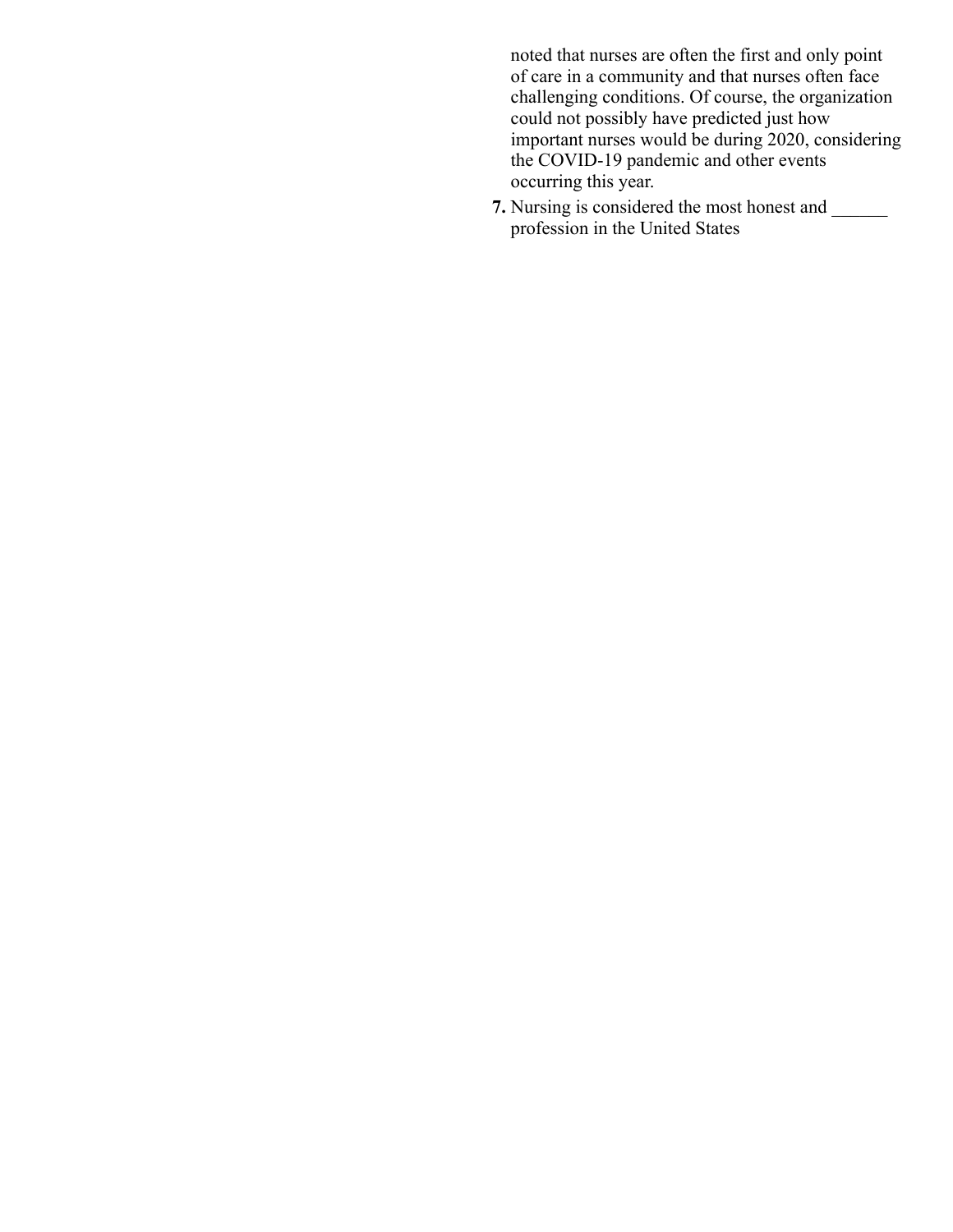noted that nurses are often the first and only point of care in a community and that nurses often face challenging conditions. Of course, the organization could not possibly have predicted just how important nurses would be during 2020, considering the COVID-19 pandemic and other events occurring this year.

7. Nursing is considered the most honest and ______ profession in the United States